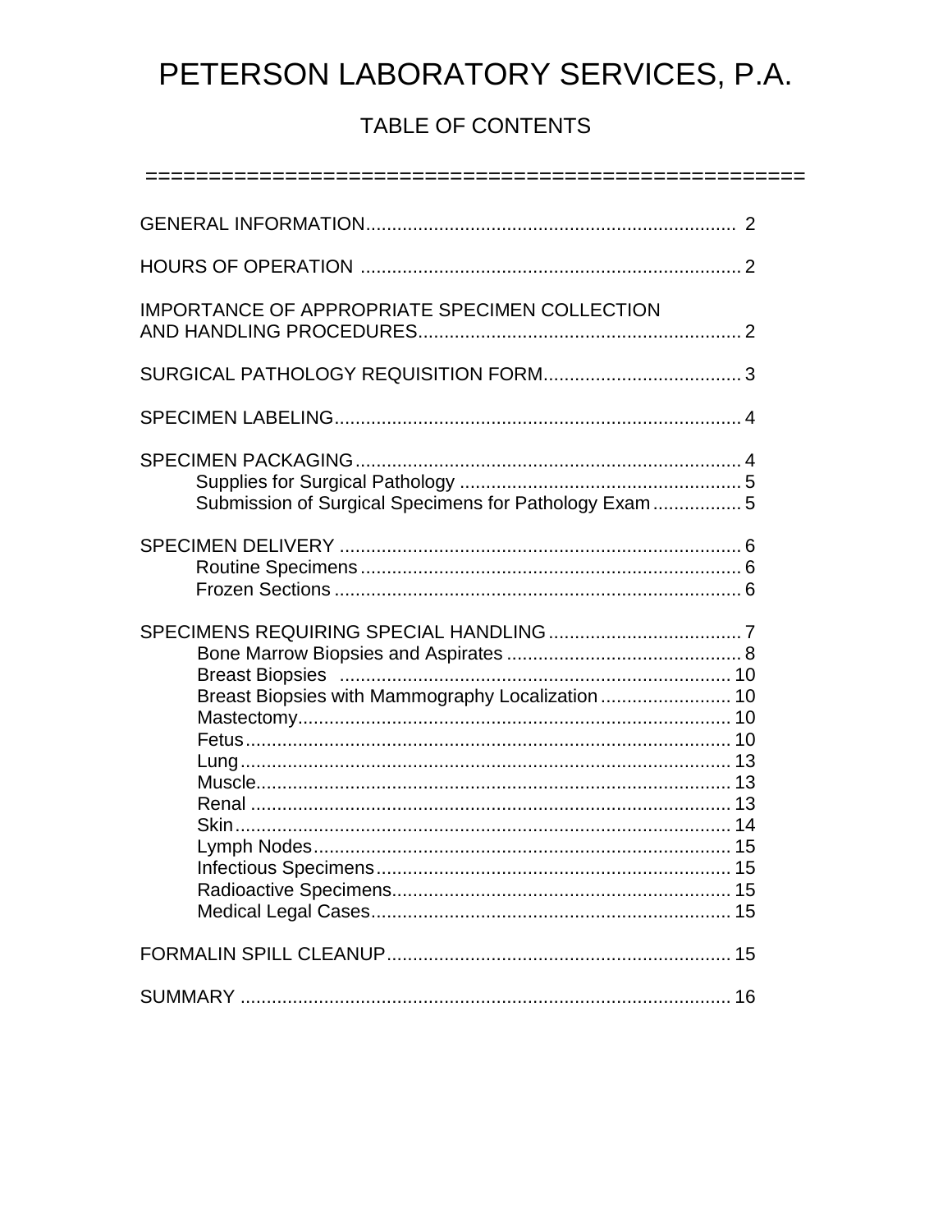# PETERSON LABORATORY SERVICES, P.A.

## TABLE OF CONTENTS

=====================================================

GENERAL INFORMATION....................................................................... 2

HOURS OF OPERATION ........................................................................ 2

IMPORTANCE OF APPROPRIATE SPECIMEN COLLECTION AND HANDLING PROCEDURES............................................................. 2

SURGICAL PATHOLOGY REQUISITION FORM...................................... 3

SPECIMEN LABELING............................................................................. 4

SPECIMEN PACKAGING......................................................................... 4
- Supplies for Surgical Pathology ...................................................... 5
- Submission of Surgical Specimens for Pathology Exam ................. 5

SPECIMEN DELIVERY ............................................................................ 6
- Routine Specimens ........................................................................ 6
- Frozen Sections ............................................................................. 6

SPECIMENS REQUIRING SPECIAL HANDLING .................................... 7
- Bone Marrow Biopsies and Aspirates ............................................ 8
- Breast Biopsies ........................................................................... 10
- Breast Biopsies with Mammography Localization ......................... 10
- Mastectomy.................................................................................. 10
- Fetus............................................................................................ 10
- Lung............................................................................................. 13
- Muscle.......................................................................................... 13
- Renal ........................................................................................... 13
- Skin.............................................................................................. 14
- Lymph Nodes................................................................................ 15
- Infectious Specimens.................................................................... 15
- Radioactive Specimens................................................................. 15
- Medical Legal Cases..................................................................... 15

FORMALIN SPILL CLEANUP.................................................................. 15

SUMMARY .............................................................................................. 16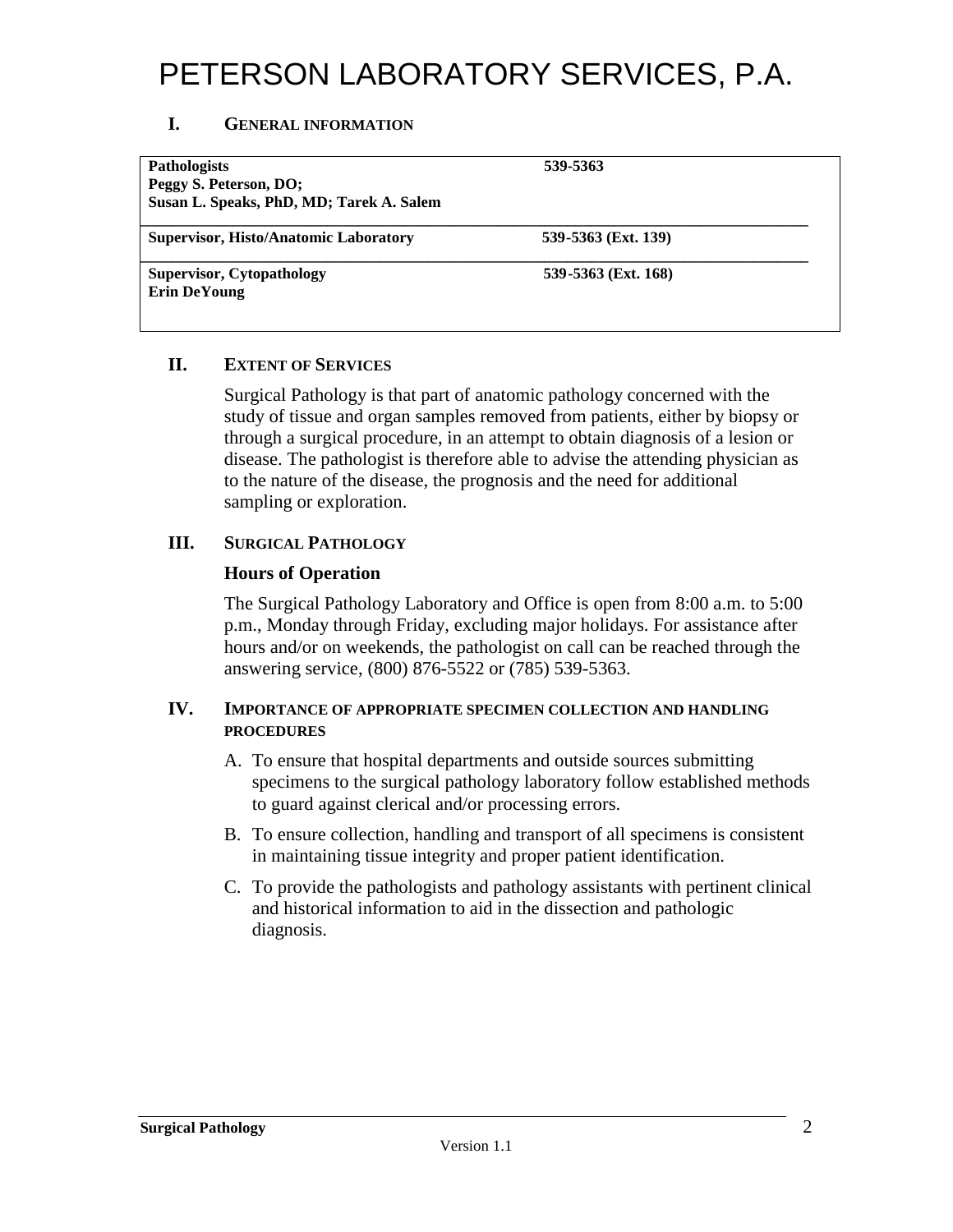# PETERSON LABORATORY SERVICES, P.A.

## I. General Information

| | |
|---|---|
| **Pathologists**<br>**Peggy S. Peterson, DO;**<br>**Susan L. Speaks, PhD, MD; Tarek A. Salem** | **539-5363** |
| **Supervisor, Histo/Anatomic Laboratory** | **539-5363 (Ext. 139)** |
| **Supervisor, Cytopathology**<br>**Erin DeYoung** | **539-5363 (Ext. 168)** |

## II. Extent of Services

Surgical Pathology is that part of anatomic pathology concerned with the study of tissue and organ samples removed from patients, either by biopsy or through a surgical procedure, in an attempt to obtain diagnosis of a lesion or disease. The pathologist is therefore able to advise the attending physician as to the nature of the disease, the prognosis and the need for additional sampling or exploration.

## III. Surgical Pathology

### Hours of Operation

The Surgical Pathology Laboratory and Office is open from 8:00 a.m. to 5:00 p.m., Monday through Friday, excluding major holidays. For assistance after hours and/or on weekends, the pathologist on call can be reached through the answering service, (800) 876-5522 or (785) 539-5363.

## IV. Importance of Appropriate Specimen Collection and Handling Procedures

A. To ensure that hospital departments and outside sources submitting specimens to the surgical pathology laboratory follow established methods to guard against clerical and/or processing errors.

B. To ensure collection, handling and transport of all specimens is consistent in maintaining tissue integrity and proper patient identification.

C. To provide the pathologists and pathology assistants with pertinent clinical and historical information to aid in the dissection and pathologic diagnosis.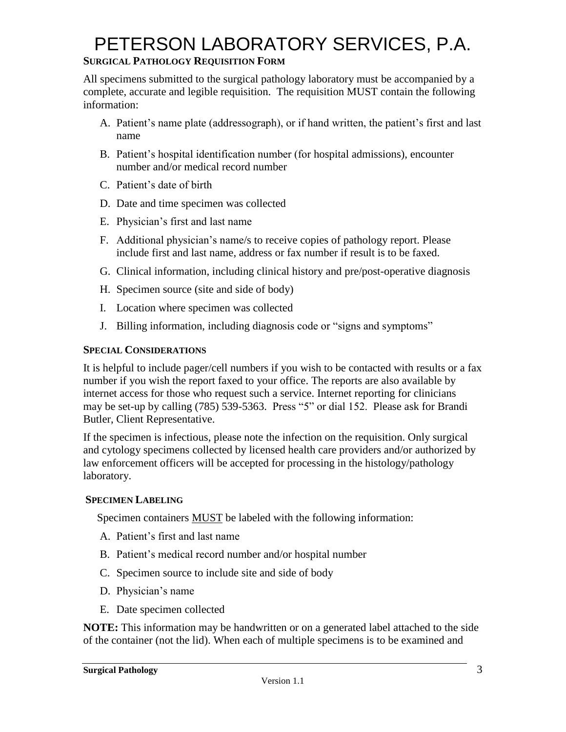# PETERSON LABORATORY SERVICES, P.A.

## SURGICAL PATHOLOGY REQUISITION FORM

All specimens submitted to the surgical pathology laboratory must be accompanied by a complete, accurate and legible requisition. The requisition MUST contain the following information:

A. Patient's name plate (addressograph), or if hand written, the patient's first and last name
B. Patient's hospital identification number (for hospital admissions), encounter number and/or medical record number
C. Patient's date of birth
D. Date and time specimen was collected
E. Physician's first and last name
F. Additional physician's name/s to receive copies of pathology report. Please include first and last name, address or fax number if result is to be faxed.
G. Clinical information, including clinical history and pre/post-operative diagnosis
H. Specimen source (site and side of body)
I. Location where specimen was collected
J. Billing information, including diagnosis code or "signs and symptoms"

## SPECIAL CONSIDERATIONS

It is helpful to include pager/cell numbers if you wish to be contacted with results or a fax number if you wish the report faxed to your office. The reports are also available by internet access for those who request such a service. Internet reporting for clinicians may be set-up by calling (785) 539-5363. Press "5" or dial 152. Please ask for Brandi Butler, Client Representative.

If the specimen is infectious, please note the infection on the requisition. Only surgical and cytology specimens collected by licensed health care providers and/or authorized by law enforcement officers will be accepted for processing in the histology/pathology laboratory.

## SPECIMEN LABELING

Specimen containers <u>MUST</u> be labeled with the following information:

A. Patient's first and last name
B. Patient's medical record number and/or hospital number
C. Specimen source to include site and side of body
D. Physician's name
E. Date specimen collected

**NOTE:** This information may be handwritten or on a generated label attached to the side of the container (not the lid). When each of multiple specimens is to be examined and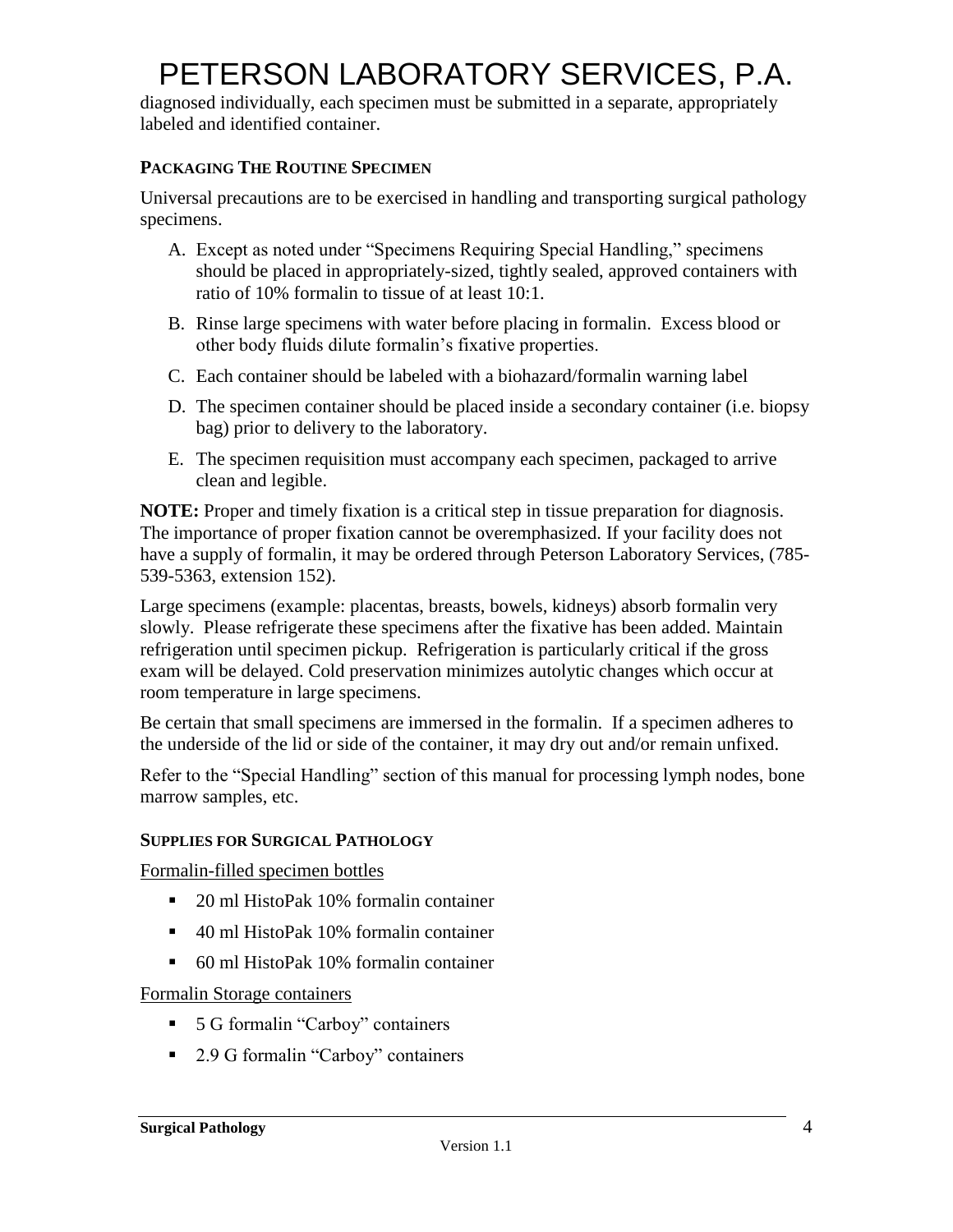diagnosed individually, each specimen must be submitted in a separate, appropriately labeled and identified container.

### PACKAGING THE ROUTINE SPECIMEN

Universal precautions are to be exercised in handling and transporting surgical pathology specimens.

A. Except as noted under "Specimens Requiring Special Handling," specimens should be placed in appropriately-sized, tightly sealed, approved containers with ratio of 10% formalin to tissue of at least 10:1.
B. Rinse large specimens with water before placing in formalin. Excess blood or other body fluids dilute formalin's fixative properties.
C. Each container should be labeled with a biohazard/formalin warning label
D. The specimen container should be placed inside a secondary container (i.e. biopsy bag) prior to delivery to the laboratory.
E. The specimen requisition must accompany each specimen, packaged to arrive clean and legible.

**NOTE:** Proper and timely fixation is a critical step in tissue preparation for diagnosis. The importance of proper fixation cannot be overemphasized. If your facility does not have a supply of formalin, it may be ordered through Peterson Laboratory Services, (785-539-5363, extension 152).

Large specimens (example: placentas, breasts, bowels, kidneys) absorb formalin very slowly. Please refrigerate these specimens after the fixative has been added. Maintain refrigeration until specimen pickup. Refrigeration is particularly critical if the gross exam will be delayed. Cold preservation minimizes autolytic changes which occur at room temperature in large specimens.

Be certain that small specimens are immersed in the formalin. If a specimen adheres to the underside of the lid or side of the container, it may dry out and/or remain unfixed.

Refer to the "Special Handling" section of this manual for processing lymph nodes, bone marrow samples, etc.

### SUPPLIES FOR SURGICAL PATHOLOGY

Formalin-filled specimen bottles

- 20 ml HistoPak 10% formalin container
- 40 ml HistoPak 10% formalin container
- 60 ml HistoPak 10% formalin container

Formalin Storage containers

- 5 G formalin "Carboy" containers
- 2.9 G formalin "Carboy" containers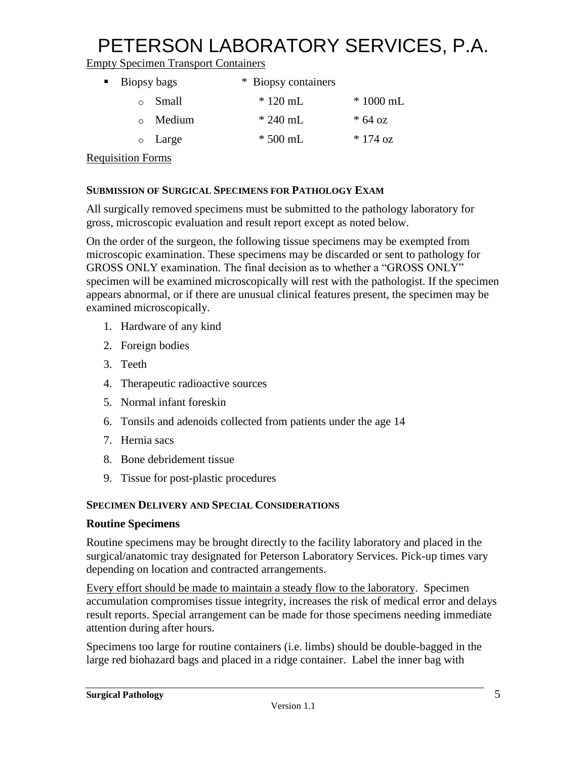Empty Specimen Transport Containers

- Biopsy bags
  - Small
  - Medium
  - Large

* Biopsy containers
  * 120 mL
  * 240 mL
  * 500 mL
  * 1000 mL
  * 64 oz
  * 174 oz

Requisition Forms

#### SUBMISSION OF SURGICAL SPECIMENS FOR PATHOLOGY EXAM

All surgically removed specimens must be submitted to the pathology laboratory for gross, microscopic evaluation and result report except as noted below.

On the order of the surgeon, the following tissue specimens may be exempted from microscopic examination. These specimens may be discarded or sent to pathology for GROSS ONLY examination. The final decision as to whether a "GROSS ONLY" specimen will be examined microscopically will rest with the pathologist. If the specimen appears abnormal, or if there are unusual clinical features present, the specimen may be examined microscopically.

1. Hardware of any kind
2. Foreign bodies
3. Teeth
4. Therapeutic radioactive sources
5. Normal infant foreskin
6. Tonsils and adenoids collected from patients under the age 14
7. Hernia sacs
8. Bone debridement tissue
9. Tissue for post-plastic procedures

#### SPECIMEN DELIVERY AND SPECIAL CONSIDERATIONS

### Routine Specimens

Routine specimens may be brought directly to the facility laboratory and placed in the surgical/anatomic tray designated for Peterson Laboratory Services. Pick-up times vary depending on location and contracted arrangements.

Every effort should be made to maintain a steady flow to the laboratory. Specimen accumulation compromises tissue integrity, increases the risk of medical error and delays result reports. Special arrangement can be made for those specimens needing immediate attention during after hours.

Specimens too large for routine containers (i.e. limbs) should be double-bagged in the large red biohazard bags and placed in a ridge container. Label the inner bag with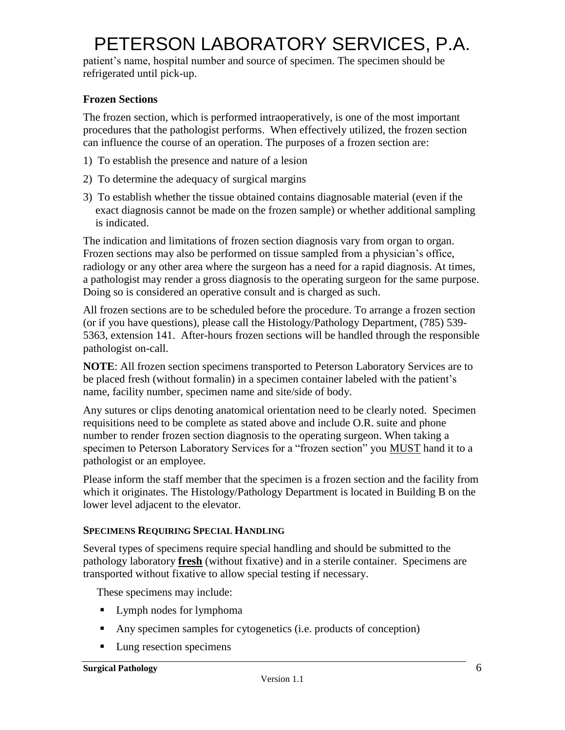patient's name, hospital number and source of specimen. The specimen should be refrigerated until pick-up.

### Frozen Sections

The frozen section, which is performed intraoperatively, is one of the most important procedures that the pathologist performs. When effectively utilized, the frozen section can influence the course of an operation. The purposes of a frozen section are:

1) To establish the presence and nature of a lesion
2) To determine the adequacy of surgical margins
3) To establish whether the tissue obtained contains diagnosable material (even if the exact diagnosis cannot be made on the frozen sample) or whether additional sampling is indicated.

The indication and limitations of frozen section diagnosis vary from organ to organ. Frozen sections may also be performed on tissue sampled from a physician's office, radiology or any other area where the surgeon has a need for a rapid diagnosis. At times, a pathologist may render a gross diagnosis to the operating surgeon for the same purpose. Doing so is considered an operative consult and is charged as such.

All frozen sections are to be scheduled before the procedure. To arrange a frozen section (or if you have questions), please call the Histology/Pathology Department, (785) 539-5363, extension 141. After-hours frozen sections will be handled through the responsible pathologist on-call.

**NOTE**: All frozen section specimens transported to Peterson Laboratory Services are to be placed fresh (without formalin) in a specimen container labeled with the patient's name, facility number, specimen name and site/side of body.

Any sutures or clips denoting anatomical orientation need to be clearly noted. Specimen requisitions need to be complete as stated above and include O.R. suite and phone number to render frozen section diagnosis to the operating surgeon. When taking a specimen to Peterson Laboratory Services for a "frozen section" you MUST hand it to a pathologist or an employee.

Please inform the staff member that the specimen is a frozen section and the facility from which it originates. The Histology/Pathology Department is located in Building B on the lower level adjacent to the elevator.

### SPECIMENS REQUIRING SPECIAL HANDLING

Several types of specimens require special handling and should be submitted to the pathology laboratory **fresh** (without fixative) and in a sterile container. Specimens are transported without fixative to allow special testing if necessary.

These specimens may include:

- Lymph nodes for lymphoma
- Any specimen samples for cytogenetics (i.e. products of conception)
- Lung resection specimens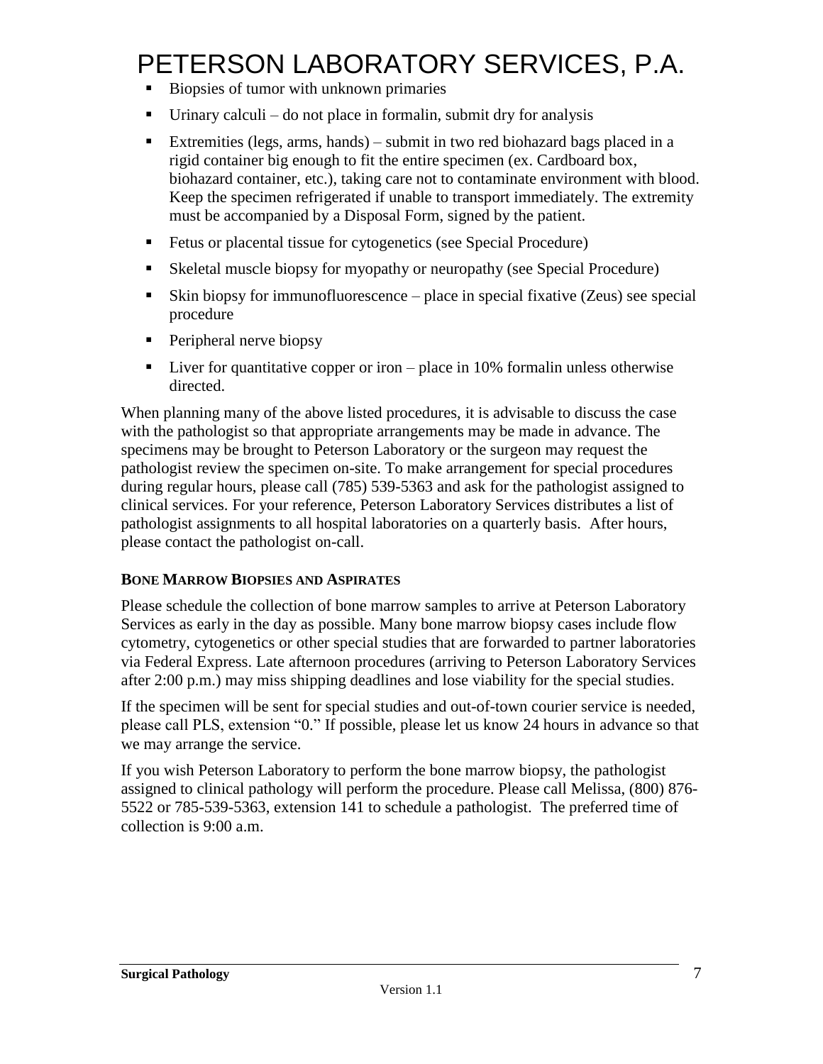- Biopsies of tumor with unknown primaries
- Urinary calculi – do not place in formalin, submit dry for analysis
- Extremities (legs, arms, hands) – submit in two red biohazard bags placed in a rigid container big enough to fit the entire specimen (ex. Cardboard box, biohazard container, etc.), taking care not to contaminate environment with blood. Keep the specimen refrigerated if unable to transport immediately. The extremity must be accompanied by a Disposal Form, signed by the patient.
- Fetus or placental tissue for cytogenetics (see Special Procedure)
- Skeletal muscle biopsy for myopathy or neuropathy (see Special Procedure)
- Skin biopsy for immunofluorescence – place in special fixative (Zeus) see special procedure
- Peripheral nerve biopsy
- Liver for quantitative copper or iron – place in 10% formalin unless otherwise directed.

When planning many of the above listed procedures, it is advisable to discuss the case with the pathologist so that appropriate arrangements may be made in advance. The specimens may be brought to Peterson Laboratory or the surgeon may request the pathologist review the specimen on-site. To make arrangement for special procedures during regular hours, please call (785) 539-5363 and ask for the pathologist assigned to clinical services. For your reference, Peterson Laboratory Services distributes a list of pathologist assignments to all hospital laboratories on a quarterly basis. After hours, please contact the pathologist on-call.

### Bone Marrow Biopsies and Aspirates

Please schedule the collection of bone marrow samples to arrive at Peterson Laboratory Services as early in the day as possible. Many bone marrow biopsy cases include flow cytometry, cytogenetics or other special studies that are forwarded to partner laboratories via Federal Express. Late afternoon procedures (arriving to Peterson Laboratory Services after 2:00 p.m.) may miss shipping deadlines and lose viability for the special studies.

If the specimen will be sent for special studies and out-of-town courier service is needed, please call PLS, extension "0." If possible, please let us know 24 hours in advance so that we may arrange the service.

If you wish Peterson Laboratory to perform the bone marrow biopsy, the pathologist assigned to clinical pathology will perform the procedure. Please call Melissa, (800) 876-5522 or 785-539-5363, extension 141 to schedule a pathologist. The preferred time of collection is 9:00 a.m.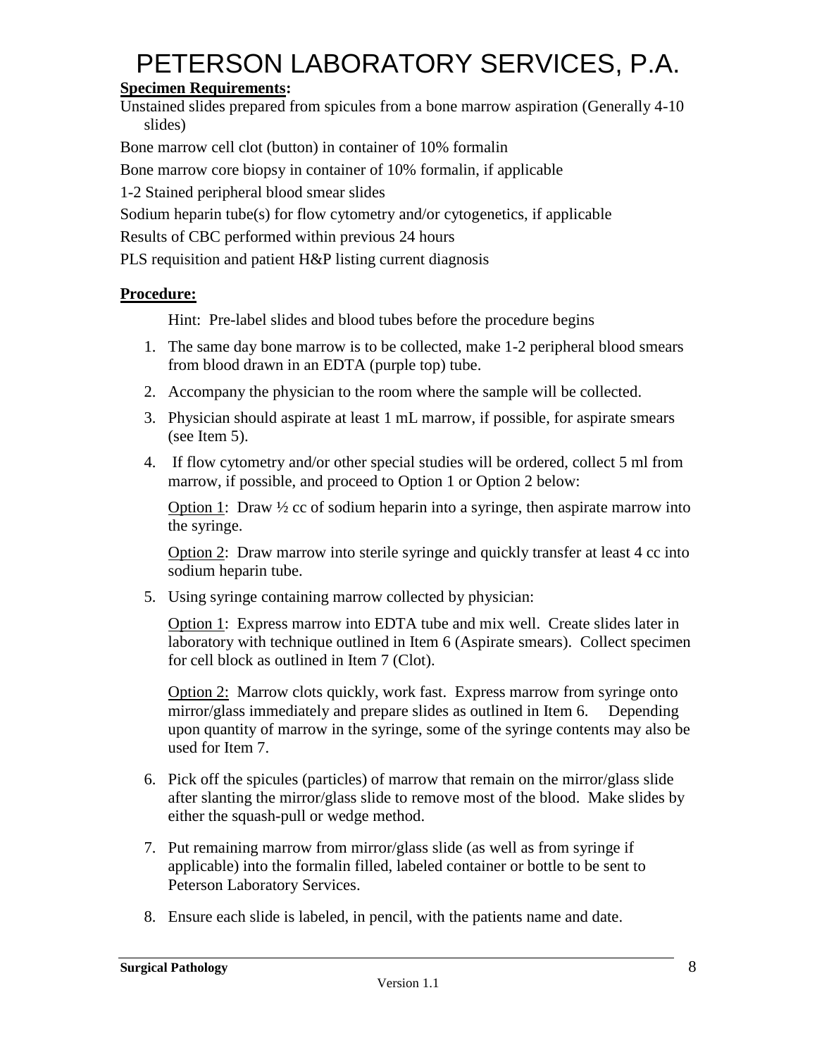# PETERSON LABORATORY SERVICES, P.A.

**Specimen Requirements:**

Unstained slides prepared from spicules from a bone marrow aspiration (Generally 4-10 slides)

Bone marrow cell clot (button) in container of 10% formalin

Bone marrow core biopsy in container of 10% formalin, if applicable

1-2 Stained peripheral blood smear slides

Sodium heparin tube(s) for flow cytometry and/or cytogenetics, if applicable

Results of CBC performed within previous 24 hours

PLS requisition and patient H&P listing current diagnosis

**Procedure:**

Hint: Pre-label slides and blood tubes before the procedure begins

1. The same day bone marrow is to be collected, make 1-2 peripheral blood smears from blood drawn in an EDTA (purple top) tube.
2. Accompany the physician to the room where the sample will be collected.
3. Physician should aspirate at least 1 mL marrow, if possible, for aspirate smears (see Item 5).
4. If flow cytometry and/or other special studies will be ordered, collect 5 ml from marrow, if possible, and proceed to Option 1 or Option 2 below:

   Option 1: Draw ½ cc of sodium heparin into a syringe, then aspirate marrow into the syringe.

   Option 2: Draw marrow into sterile syringe and quickly transfer at least 4 cc into sodium heparin tube.

5. Using syringe containing marrow collected by physician:

   Option 1: Express marrow into EDTA tube and mix well. Create slides later in laboratory with technique outlined in Item 6 (Aspirate smears). Collect specimen for cell block as outlined in Item 7 (Clot).

   Option 2: Marrow clots quickly, work fast. Express marrow from syringe onto mirror/glass immediately and prepare slides as outlined in Item 6. Depending upon quantity of marrow in the syringe, some of the syringe contents may also be used for Item 7.

6. Pick off the spicules (particles) of marrow that remain on the mirror/glass slide after slanting the mirror/glass slide to remove most of the blood. Make slides by either the squash-pull or wedge method.
7. Put remaining marrow from mirror/glass slide (as well as from syringe if applicable) into the formalin filled, labeled container or bottle to be sent to Peterson Laboratory Services.
8. Ensure each slide is labeled, in pencil, with the patients name and date.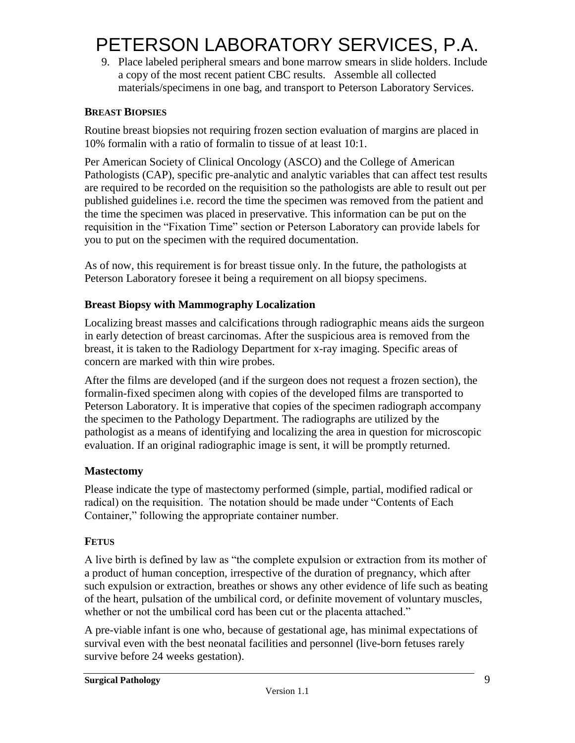9. Place labeled peripheral smears and bone marrow smears in slide holders. Include a copy of the most recent patient CBC results. Assemble all collected materials/specimens in one bag, and transport to Peterson Laboratory Services.

## BREAST BIOPSIES

Routine breast biopsies not requiring frozen section evaluation of margins are placed in 10% formalin with a ratio of formalin to tissue of at least 10:1.

Per American Society of Clinical Oncology (ASCO) and the College of American Pathologists (CAP), specific pre-analytic and analytic variables that can affect test results are required to be recorded on the requisition so the pathologists are able to result out per published guidelines i.e. record the time the specimen was removed from the patient and the time the specimen was placed in preservative. This information can be put on the requisition in the "Fixation Time" section or Peterson Laboratory can provide labels for you to put on the specimen with the required documentation.

As of now, this requirement is for breast tissue only. In the future, the pathologists at Peterson Laboratory foresee it being a requirement on all biopsy specimens.

### Breast Biopsy with Mammography Localization

Localizing breast masses and calcifications through radiographic means aids the surgeon in early detection of breast carcinomas. After the suspicious area is removed from the breast, it is taken to the Radiology Department for x-ray imaging. Specific areas of concern are marked with thin wire probes.

After the films are developed (and if the surgeon does not request a frozen section), the formalin-fixed specimen along with copies of the developed films are transported to Peterson Laboratory. It is imperative that copies of the specimen radiograph accompany the specimen to the Pathology Department. The radiographs are utilized by the pathologist as a means of identifying and localizing the area in question for microscopic evaluation. If an original radiographic image is sent, it will be promptly returned.

### Mastectomy

Please indicate the type of mastectomy performed (simple, partial, modified radical or radical) on the requisition. The notation should be made under "Contents of Each Container," following the appropriate container number.

## FETUS

A live birth is defined by law as "the complete expulsion or extraction from its mother of a product of human conception, irrespective of the duration of pregnancy, which after such expulsion or extraction, breathes or shows any other evidence of life such as beating of the heart, pulsation of the umbilical cord, or definite movement of voluntary muscles, whether or not the umbilical cord has been cut or the placenta attached."

A pre-viable infant is one who, because of gestational age, has minimal expectations of survival even with the best neonatal facilities and personnel (live-born fetuses rarely survive before 24 weeks gestation).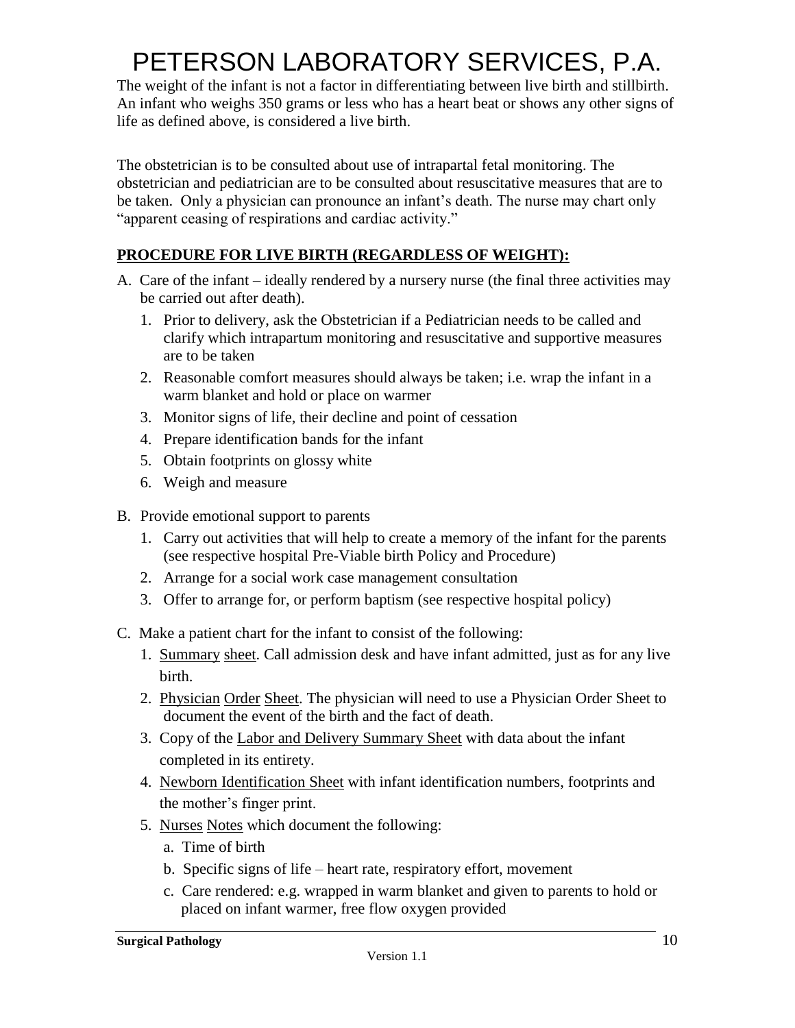The weight of the infant is not a factor in differentiating between live birth and stillbirth. An infant who weighs 350 grams or less who has a heart beat or shows any other signs of life as defined above, is considered a live birth.

The obstetrician is to be consulted about use of intrapartal fetal monitoring. The obstetrician and pediatrician are to be consulted about resuscitative measures that are to be taken. Only a physician can pronounce an infant's death. The nurse may chart only "apparent ceasing of respirations and cardiac activity."

**PROCEDURE FOR LIVE BIRTH (REGARDLESS OF WEIGHT):**

A. Care of the infant – ideally rendered by a nursery nurse (the final three activities may be carried out after death).
   1. Prior to delivery, ask the Obstetrician if a Pediatrician needs to be called and clarify which intrapartum monitoring and resuscitative and supportive measures are to be taken
   2. Reasonable comfort measures should always be taken; i.e. wrap the infant in a warm blanket and hold or place on warmer
   3. Monitor signs of life, their decline and point of cessation
   4. Prepare identification bands for the infant
   5. Obtain footprints on glossy white
   6. Weigh and measure

B. Provide emotional support to parents
   1. Carry out activities that will help to create a memory of the infant for the parents (see respective hospital Pre-Viable birth Policy and Procedure)
   2. Arrange for a social work case management consultation
   3. Offer to arrange for, or perform baptism (see respective hospital policy)

C. Make a patient chart for the infant to consist of the following:
   1. Summary sheet. Call admission desk and have infant admitted, just as for any live birth.
   2. Physician Order Sheet. The physician will need to use a Physician Order Sheet to document the event of the birth and the fact of death.
   3. Copy of the Labor and Delivery Summary Sheet with data about the infant completed in its entirety.
   4. Newborn Identification Sheet with infant identification numbers, footprints and the mother's finger print.
   5. Nurses Notes which document the following:
      a. Time of birth
      b. Specific signs of life – heart rate, respiratory effort, movement
      c. Care rendered: e.g. wrapped in warm blanket and given to parents to hold or placed on infant warmer, free flow oxygen provided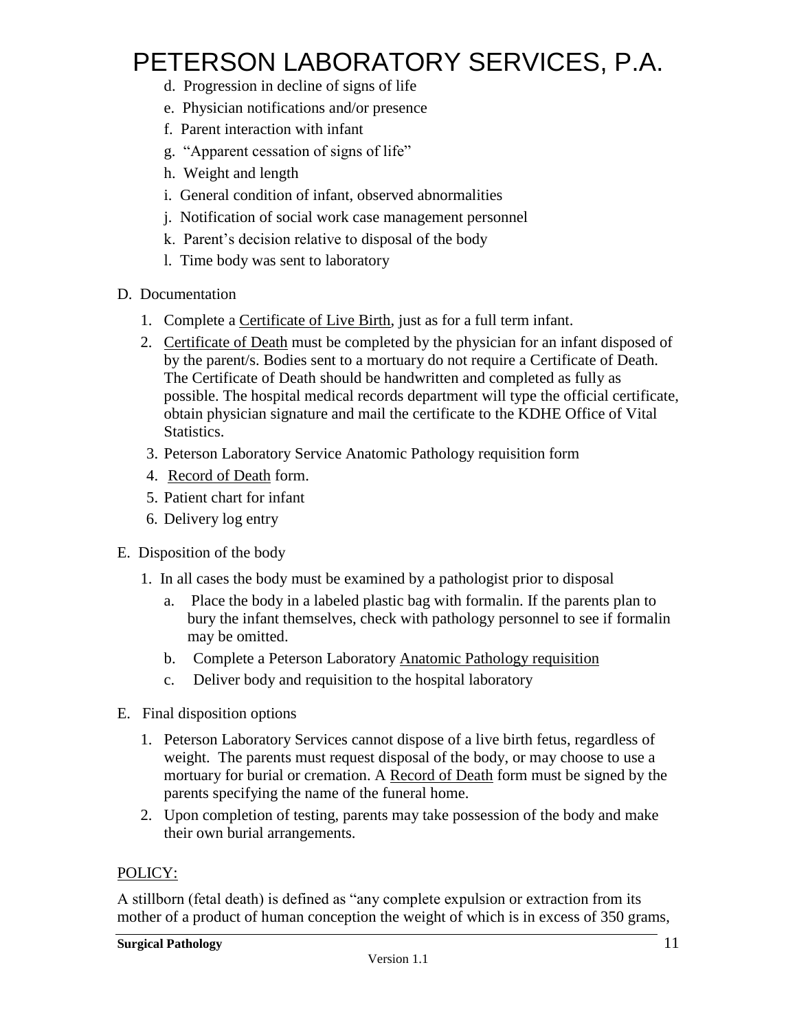d. Progression in decline of signs of life
e. Physician notifications and/or presence
f. Parent interaction with infant
g. "Apparent cessation of signs of life"
h. Weight and length
i. General condition of infant, observed abnormalities
j. Notification of social work case management personnel
k. Parent's decision relative to disposal of the body
l. Time body was sent to laboratory

D. Documentation

1. Complete a Certificate of Live Birth, just as for a full term infant.
2. Certificate of Death must be completed by the physician for an infant disposed of by the parent/s. Bodies sent to a mortuary do not require a Certificate of Death. The Certificate of Death should be handwritten and completed as fully as possible. The hospital medical records department will type the official certificate, obtain physician signature and mail the certificate to the KDHE Office of Vital Statistics.
3. Peterson Laboratory Service Anatomic Pathology requisition form
4. Record of Death form.
5. Patient chart for infant
6. Delivery log entry

E. Disposition of the body

1. In all cases the body must be examined by a pathologist prior to disposal
   a. Place the body in a labeled plastic bag with formalin. If the parents plan to bury the infant themselves, check with pathology personnel to see if formalin may be omitted.
   b. Complete a Peterson Laboratory Anatomic Pathology requisition
   c. Deliver body and requisition to the hospital laboratory

E. Final disposition options

1. Peterson Laboratory Services cannot dispose of a live birth fetus, regardless of weight. The parents must request disposal of the body, or may choose to use a mortuary for burial or cremation. A Record of Death form must be signed by the parents specifying the name of the funeral home.
2. Upon completion of testing, parents may take possession of the body and make their own burial arrangements.

POLICY:

A stillborn (fetal death) is defined as "any complete expulsion or extraction from its mother of a product of human conception the weight of which is in excess of 350 grams,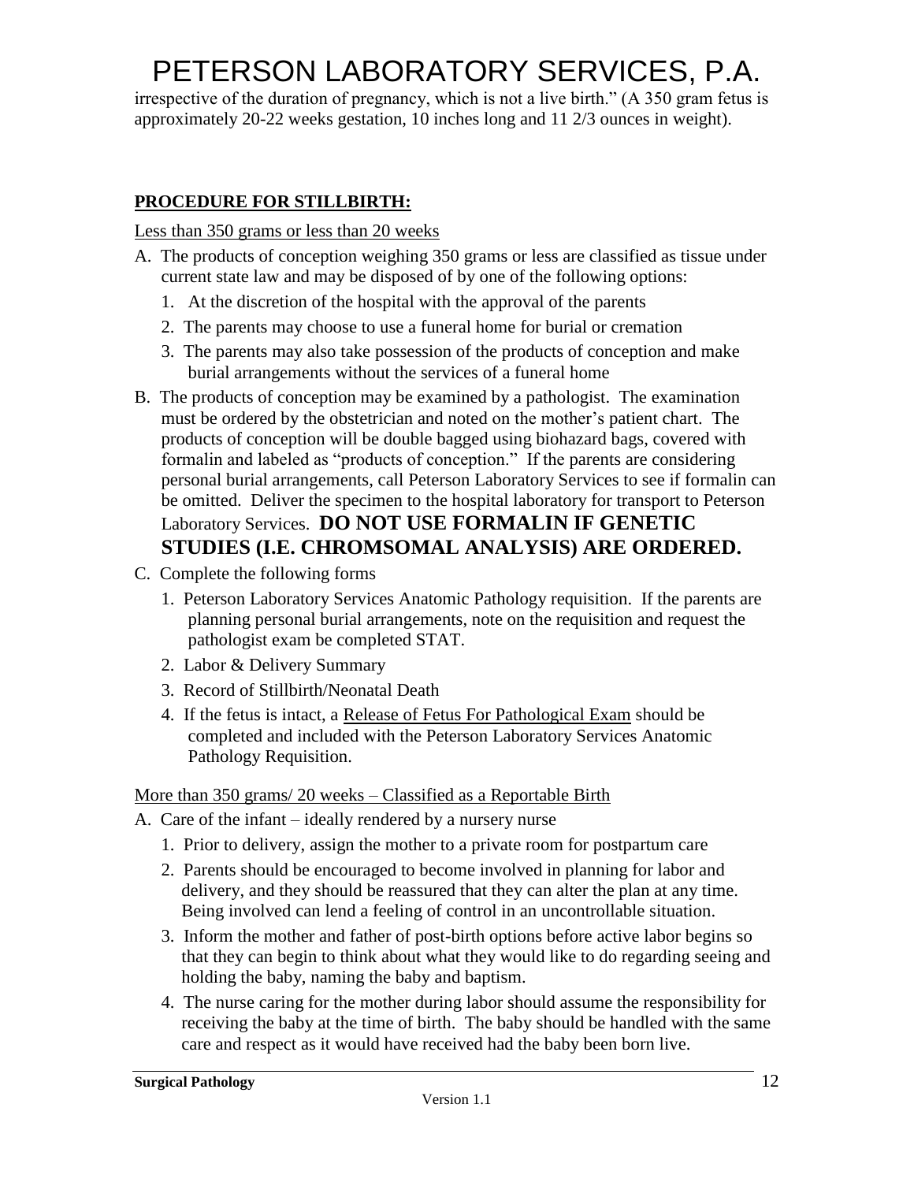irrespective of the duration of pregnancy, which is not a live birth." (A 350 gram fetus is approximately 20-22 weeks gestation, 10 inches long and 11 2/3 ounces in weight).

**PROCEDURE FOR STILLBIRTH:**

Less than 350 grams or less than 20 weeks

A. The products of conception weighing 350 grams or less are classified as tissue under current state law and may be disposed of by one of the following options:
   1. At the discretion of the hospital with the approval of the parents
   2. The parents may choose to use a funeral home for burial or cremation
   3. The parents may also take possession of the products of conception and make burial arrangements without the services of a funeral home
B. The products of conception may be examined by a pathologist. The examination must be ordered by the obstetrician and noted on the mother's patient chart. The products of conception will be double bagged using biohazard bags, covered with formalin and labeled as "products of conception." If the parents are considering personal burial arrangements, call Peterson Laboratory Services to see if formalin can be omitted. Deliver the specimen to the hospital laboratory for transport to Peterson Laboratory Services. **DO NOT USE FORMALIN IF GENETIC STUDIES (I.E. CHROMSOMAL ANALYSIS) ARE ORDERED.**
C. Complete the following forms
   1. Peterson Laboratory Services Anatomic Pathology requisition. If the parents are planning personal burial arrangements, note on the requisition and request the pathologist exam be completed STAT.
   2. Labor & Delivery Summary
   3. Record of Stillbirth/Neonatal Death
   4. If the fetus is intact, a Release of Fetus For Pathological Exam should be completed and included with the Peterson Laboratory Services Anatomic Pathology Requisition.

More than 350 grams/ 20 weeks – Classified as a Reportable Birth

A. Care of the infant – ideally rendered by a nursery nurse
   1. Prior to delivery, assign the mother to a private room for postpartum care
   2. Parents should be encouraged to become involved in planning for labor and delivery, and they should be reassured that they can alter the plan at any time. Being involved can lend a feeling of control in an uncontrollable situation.
   3. Inform the mother and father of post-birth options before active labor begins so that they can begin to think about what they would like to do regarding seeing and holding the baby, naming the baby and baptism.
   4. The nurse caring for the mother during labor should assume the responsibility for receiving the baby at the time of birth. The baby should be handled with the same care and respect as it would have received had the baby been born live.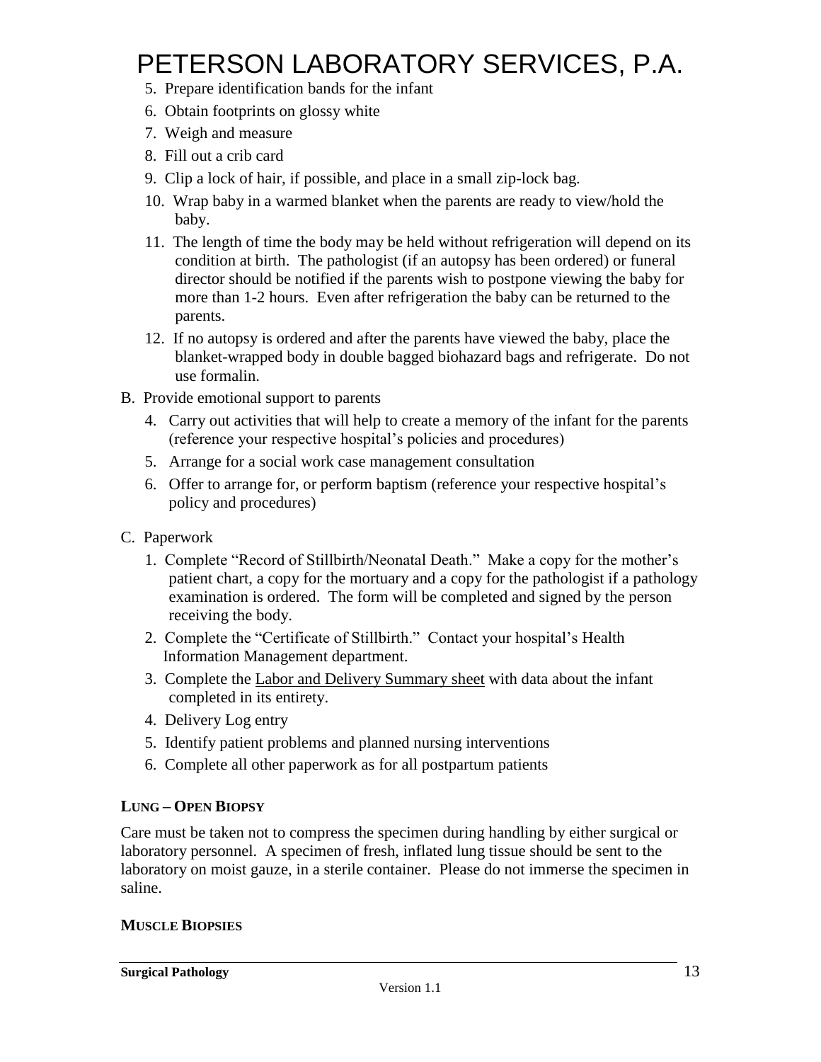5. Prepare identification bands for the infant
6. Obtain footprints on glossy white
7. Weigh and measure
8. Fill out a crib card
9. Clip a lock of hair, if possible, and place in a small zip-lock bag.
10. Wrap baby in a warmed blanket when the parents are ready to view/hold the baby.
11. The length of time the body may be held without refrigeration will depend on its condition at birth. The pathologist (if an autopsy has been ordered) or funeral director should be notified if the parents wish to postpone viewing the baby for more than 1-2 hours. Even after refrigeration the baby can be returned to the parents.
12. If no autopsy is ordered and after the parents have viewed the baby, place the blanket-wrapped body in double bagged biohazard bags and refrigerate. Do not use formalin.

B. Provide emotional support to parents

4. Carry out activities that will help to create a memory of the infant for the parents (reference your respective hospital's policies and procedures)
5. Arrange for a social work case management consultation
6. Offer to arrange for, or perform baptism (reference your respective hospital's policy and procedures)

C. Paperwork

1. Complete "Record of Stillbirth/Neonatal Death." Make a copy for the mother's patient chart, a copy for the mortuary and a copy for the pathologist if a pathology examination is ordered. The form will be completed and signed by the person receiving the body.
2. Complete the "Certificate of Stillbirth." Contact your hospital's Health Information Management department.
3. Complete the Labor and Delivery Summary sheet with data about the infant completed in its entirety.
4. Delivery Log entry
5. Identify patient problems and planned nursing interventions
6. Complete all other paperwork as for all postpartum patients

### LUNG – OPEN BIOPSY

Care must be taken not to compress the specimen during handling by either surgical or laboratory personnel. A specimen of fresh, inflated lung tissue should be sent to the laboratory on moist gauze, in a sterile container. Please do not immerse the specimen in saline.

### MUSCLE BIOPSIES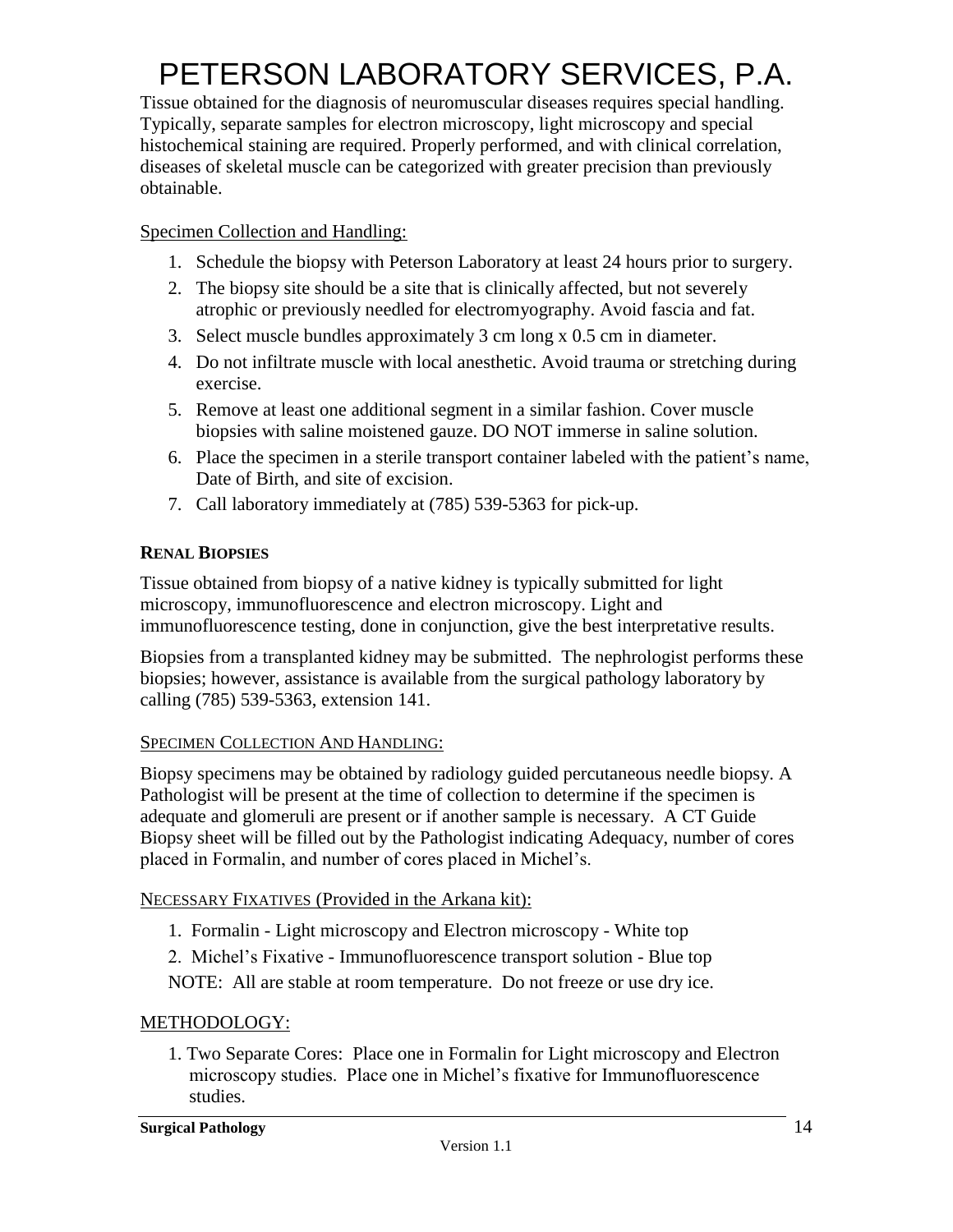# PETERSON LABORATORY SERVICES, P.A.

Tissue obtained for the diagnosis of neuromuscular diseases requires special handling. Typically, separate samples for electron microscopy, light microscopy and special histochemical staining are required. Properly performed, and with clinical correlation, diseases of skeletal muscle can be categorized with greater precision than previously obtainable.

Specimen Collection and Handling:

1. Schedule the biopsy with Peterson Laboratory at least 24 hours prior to surgery.
2. The biopsy site should be a site that is clinically affected, but not severely atrophic or previously needled for electromyography. Avoid fascia and fat.
3. Select muscle bundles approximately 3 cm long x 0.5 cm in diameter.
4. Do not infiltrate muscle with local anesthetic. Avoid trauma or stretching during exercise.
5. Remove at least one additional segment in a similar fashion. Cover muscle biopsies with saline moistened gauze. DO NOT immerse in saline solution.
6. Place the specimen in a sterile transport container labeled with the patient's name, Date of Birth, and site of excision.
7. Call laboratory immediately at (785) 539-5363 for pick-up.

## RENAL BIOPSIES

Tissue obtained from biopsy of a native kidney is typically submitted for light microscopy, immunofluorescence and electron microscopy. Light and immunofluorescence testing, done in conjunction, give the best interpretative results.

Biopsies from a transplanted kidney may be submitted. The nephrologist performs these biopsies; however, assistance is available from the surgical pathology laboratory by calling (785) 539-5363, extension 141.

SPECIMEN COLLECTION AND HANDLING:

Biopsy specimens may be obtained by radiology guided percutaneous needle biopsy. A Pathologist will be present at the time of collection to determine if the specimen is adequate and glomeruli are present or if another sample is necessary. A CT Guide Biopsy sheet will be filled out by the Pathologist indicating Adequacy, number of cores placed in Formalin, and number of cores placed in Michel's.

NECESSARY FIXATIVES (Provided in the Arkana kit):

1. Formalin - Light microscopy and Electron microscopy - White top
2. Michel's Fixative - Immunofluorescence transport solution - Blue top

NOTE: All are stable at room temperature. Do not freeze or use dry ice.

METHODOLOGY:

1. Two Separate Cores: Place one in Formalin for Light microscopy and Electron microscopy studies. Place one in Michel's fixative for Immunofluorescence studies.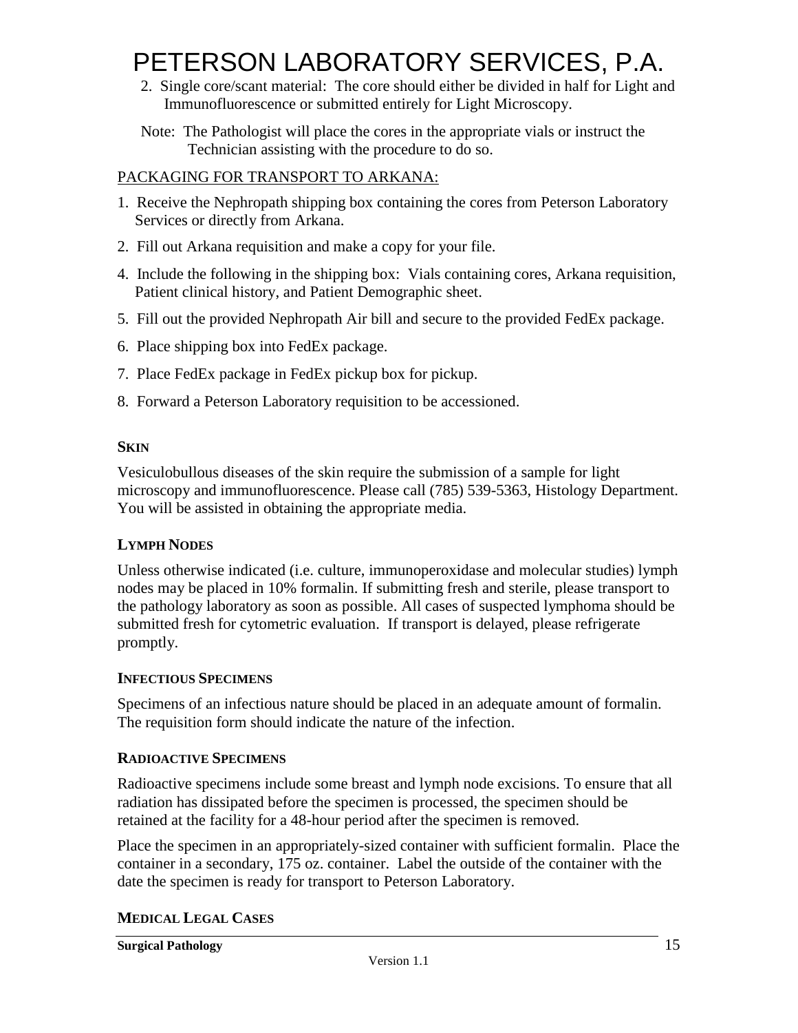2. Single core/scant material: The core should either be divided in half for Light and Immunofluorescence or submitted entirely for Light Microscopy.

Note: The Pathologist will place the cores in the appropriate vials or instruct the Technician assisting with the procedure to do so.

PACKAGING FOR TRANSPORT TO ARKANA:

1. Receive the Nephropath shipping box containing the cores from Peterson Laboratory Services or directly from Arkana.
2. Fill out Arkana requisition and make a copy for your file.
4. Include the following in the shipping box: Vials containing cores, Arkana requisition, Patient clinical history, and Patient Demographic sheet.
5. Fill out the provided Nephropath Air bill and secure to the provided FedEx package.
6. Place shipping box into FedEx package.
7. Place FedEx package in FedEx pickup box for pickup.
8. Forward a Peterson Laboratory requisition to be accessioned.

### SKIN

Vesiculobullous diseases of the skin require the submission of a sample for light microscopy and immunofluorescence. Please call (785) 539-5363, Histology Department. You will be assisted in obtaining the appropriate media.

### LYMPH NODES

Unless otherwise indicated (i.e. culture, immunoperoxidase and molecular studies) lymph nodes may be placed in 10% formalin. If submitting fresh and sterile, please transport to the pathology laboratory as soon as possible. All cases of suspected lymphoma should be submitted fresh for cytometric evaluation. If transport is delayed, please refrigerate promptly.

### INFECTIOUS SPECIMENS

Specimens of an infectious nature should be placed in an adequate amount of formalin. The requisition form should indicate the nature of the infection.

### RADIOACTIVE SPECIMENS

Radioactive specimens include some breast and lymph node excisions. To ensure that all radiation has dissipated before the specimen is processed, the specimen should be retained at the facility for a 48-hour period after the specimen is removed.

Place the specimen in an appropriately-sized container with sufficient formalin. Place the container in a secondary, 175 oz. container. Label the outside of the container with the date the specimen is ready for transport to Peterson Laboratory.

### MEDICAL LEGAL CASES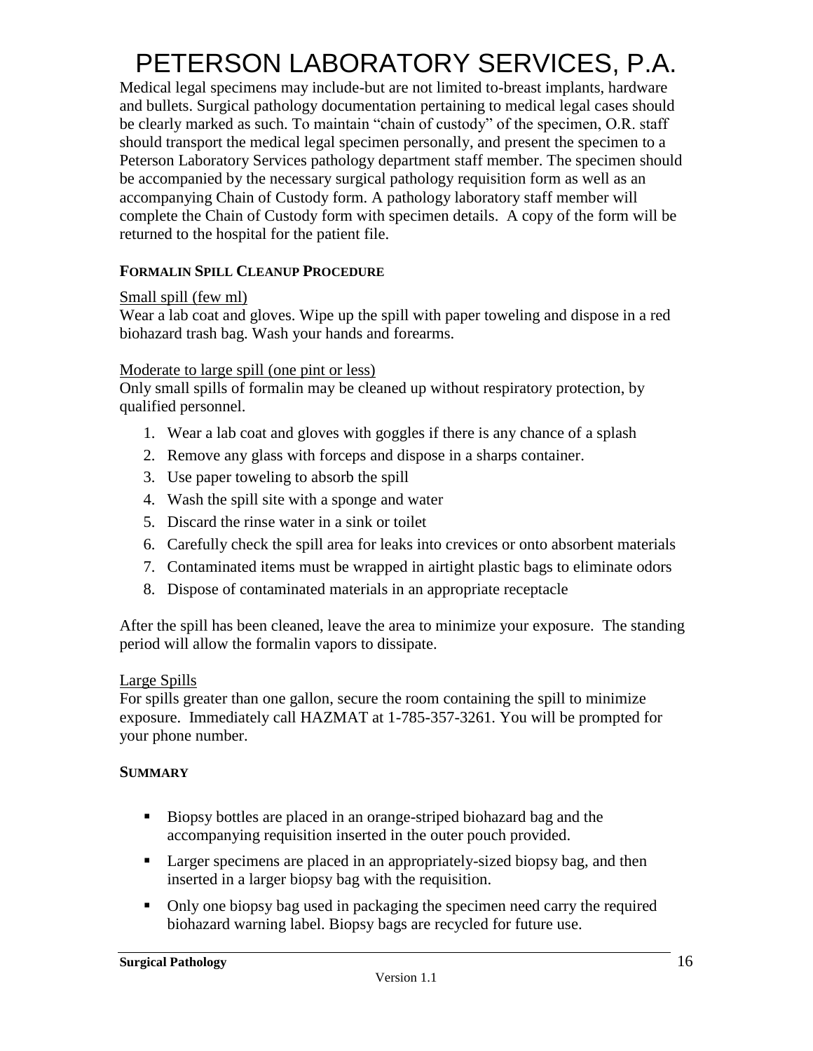Medical legal specimens may include-but are not limited to-breast implants, hardware and bullets. Surgical pathology documentation pertaining to medical legal cases should be clearly marked as such. To maintain "chain of custody" of the specimen, O.R. staff should transport the medical legal specimen personally, and present the specimen to a Peterson Laboratory Services pathology department staff member. The specimen should be accompanied by the necessary surgical pathology requisition form as well as an accompanying Chain of Custody form. A pathology laboratory staff member will complete the Chain of Custody form with specimen details. A copy of the form will be returned to the hospital for the patient file.

### FORMALIN SPILL CLEANUP PROCEDURE

<u>Small spill (few ml)</u>

Wear a lab coat and gloves. Wipe up the spill with paper toweling and dispose in a red biohazard trash bag. Wash your hands and forearms.

<u>Moderate to large spill (one pint or less)</u>

Only small spills of formalin may be cleaned up without respiratory protection, by qualified personnel.

1. Wear a lab coat and gloves with goggles if there is any chance of a splash
2. Remove any glass with forceps and dispose in a sharps container.
3. Use paper toweling to absorb the spill
4. Wash the spill site with a sponge and water
5. Discard the rinse water in a sink or toilet
6. Carefully check the spill area for leaks into crevices or onto absorbent materials
7. Contaminated items must be wrapped in airtight plastic bags to eliminate odors
8. Dispose of contaminated materials in an appropriate receptacle

After the spill has been cleaned, leave the area to minimize your exposure. The standing period will allow the formalin vapors to dissipate.

<u>Large Spills</u>

For spills greater than one gallon, secure the room containing the spill to minimize exposure. Immediately call HAZMAT at 1-785-357-3261. You will be prompted for your phone number.

### SUMMARY

- Biopsy bottles are placed in an orange-striped biohazard bag and the accompanying requisition inserted in the outer pouch provided.
- Larger specimens are placed in an appropriately-sized biopsy bag, and then inserted in a larger biopsy bag with the requisition.
- Only one biopsy bag used in packaging the specimen need carry the required biohazard warning label. Biopsy bags are recycled for future use.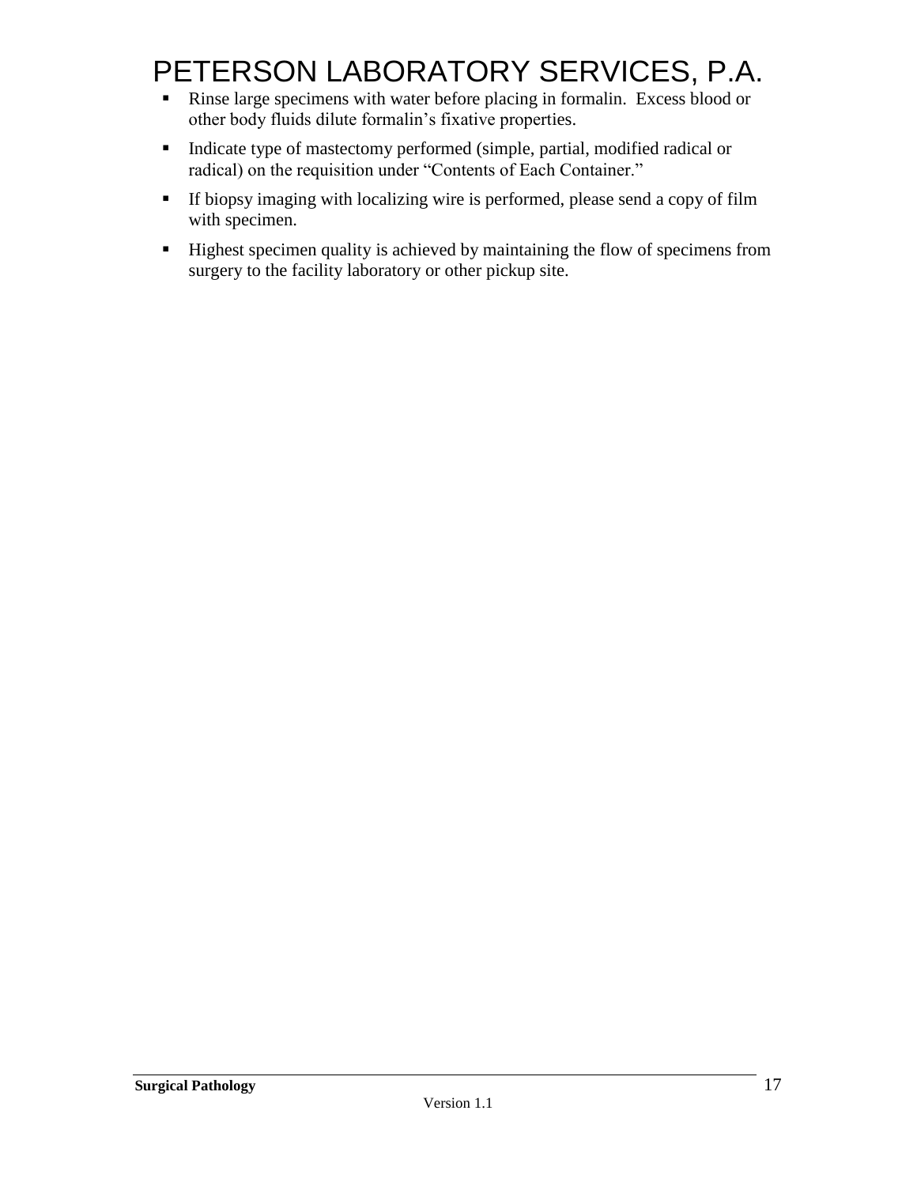- Rinse large specimens with water before placing in formalin. Excess blood or other body fluids dilute formalin's fixative properties.
- Indicate type of mastectomy performed (simple, partial, modified radical or radical) on the requisition under "Contents of Each Container."
- If biopsy imaging with localizing wire is performed, please send a copy of film with specimen.
- Highest specimen quality is achieved by maintaining the flow of specimens from surgery to the facility laboratory or other pickup site.